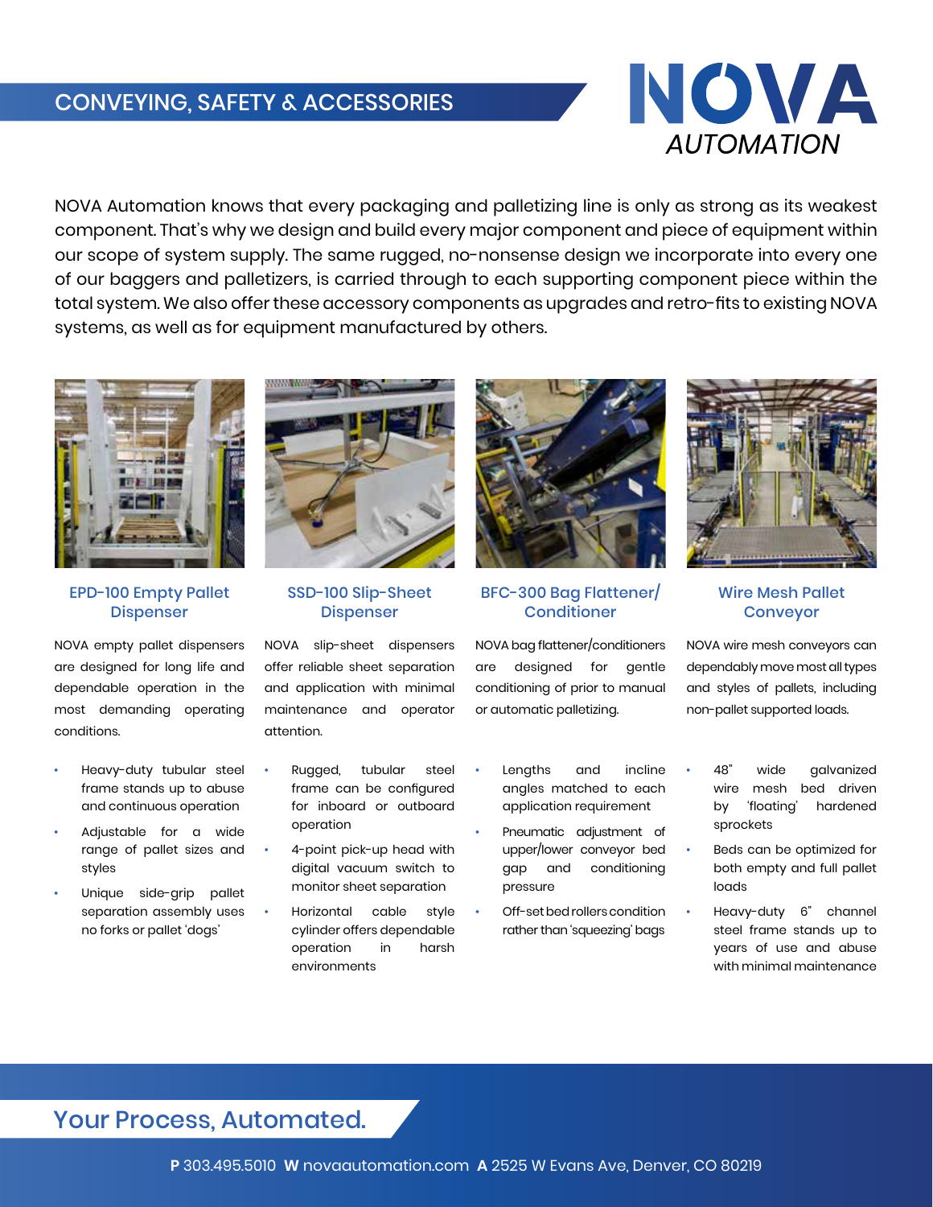# CONVEYING, SAFETY & ACCESSORIES

NOVA AUTOMATION

NOVA Automation knows that every packaging and palletizing line is only as strong as its weakest component. That's why we design and build every major component and piece of equipment within our scope of system supply. The same rugged, no-nonsense design we incorporate into every one of our baggers and palletizers, is carried through to each supporting component piece within the total system. We also offer these accessory components as upgrades and retro-fits to existing NOVA systems, as well as for equipment manufactured by others.

## EPD-100 Empty Pallet Dispenser

NOVA empty pallet dispensers are designed for long life and dependable operation in the most demanding operating conditions.

- Heavy-duty tubular steel frame stands up to abuse and continuous operation
- Adjustable for a wide range of pallet sizes and styles
- Unique side-grip pallet separation assembly uses no forks or pallet 'dogs'

## SSD-100 Slip-Sheet Dispenser

NOVA slip-sheet dispensers offer reliable sheet separation and application with minimal maintenance and operator attention.

- Rugged, tubular steel frame can be configured for inboard or outboard operation
- 4-point pick-up head with digital vacuum switch to monitor sheet separation
- Horizontal cable style cylinder offers dependable operation in harsh environments

## BFC-300 Bag Flattener/ Conditioner

NOVA bag flattener/conditioners are designed for gentle conditioning of prior to manual or automatic palletizing.

- Lengths and incline angles matched to each application requirement
- Pneumatic adjustment of upper/lower conveyor bed gap and conditioning pressure
- Off-set bed rollers condition rather than 'squeezing' bags

## Wire Mesh Pallet Conveyor

NOVA wire mesh conveyors can dependably move most all types and styles of pallets, including non-pallet supported loads.

- 48" wide galvanized wire mesh bed driven by 'floating' hardened sprockets
- Beds can be optimized for both empty and full pallet loads
- Heavy-duty 6" channel steel frame stands up to years of use and abuse with minimal maintenance

## Your Process, Automated.

**P** 303.495.5010 **W** novaautomation.com **A** 2525 W Evans Ave, Denver, CO 80219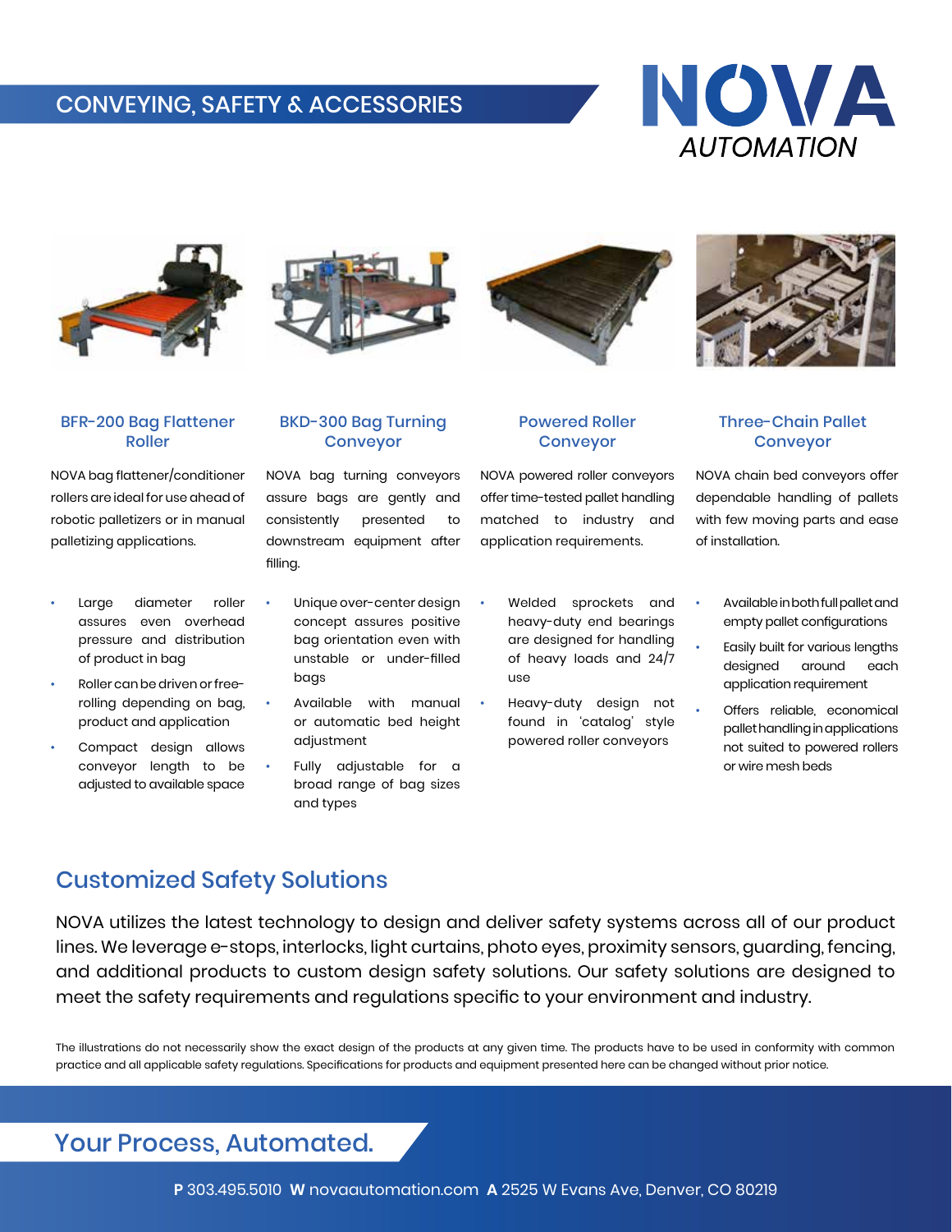# CONVEYING, SAFETY & ACCESSORIES

NOVA AUTOMATION

### BFR-200 Bag Flattener Roller

NOVA bag flattener/conditioner rollers are ideal for use ahead of robotic palletizers or in manual palletizing applications.

- Large diameter roller assures even overhead pressure and distribution of product in bag
- Roller can be driven or free-rolling depending on bag, product and application
- Compact design allows conveyor length to be adjusted to available space

### BKD-300 Bag Turning Conveyor

NOVA bag turning conveyors assure bags are gently and consistently presented to downstream equipment after filling.

- Unique over-center design concept assures positive bag orientation even with unstable or under-filled bags
- Available with manual or automatic bed height adjustment
- Fully adjustable for a broad range of bag sizes and types

### Powered Roller Conveyor

NOVA powered roller conveyors offer time-tested pallet handling matched to industry and application requirements.

- Welded sprockets and heavy-duty end bearings are designed for handling of heavy loads and 24/7 use
- Heavy-duty design not found in 'catalog' style powered roller conveyors

### Three-Chain Pallet Conveyor

NOVA chain bed conveyors offer dependable handling of pallets with few moving parts and ease of installation.

- Available in both full pallet and empty pallet configurations
- Easily built for various lengths designed around each application requirement
- Offers reliable, economical pallet handling in applications not suited to powered rollers or wire mesh beds

## Customized Safety Solutions

NOVA utilizes the latest technology to design and deliver safety systems across all of our product lines. We leverage e-stops, interlocks, light curtains, photo eyes, proximity sensors, guarding, fencing, and additional products to custom design safety solutions. Our safety solutions are designed to meet the safety requirements and regulations specific to your environment and industry.

The illustrations do not necessarily show the exact design of the products at any given time. The products have to be used in conformity with common practice and all applicable safety regulations. Specifications for products and equipment presented here can be changed without prior notice.

## Your Process, Automated.

**P** 303.495.5010 **W** novaautomation.com **A** 2525 W Evans Ave, Denver, CO 80219